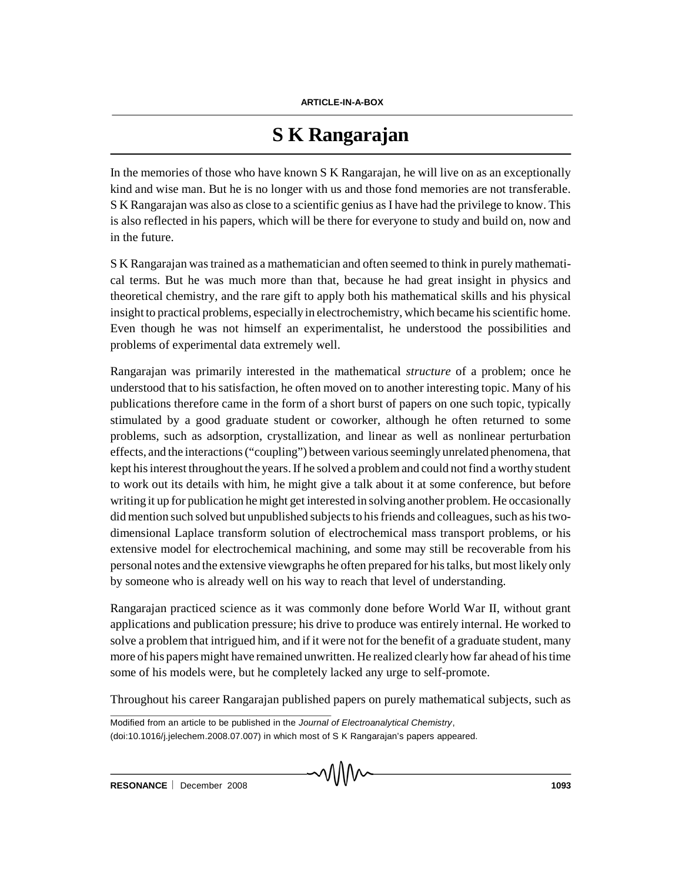ARTICLE-IN-A-BOX

# S K Rangarajan

In the memories of those who have known S K Rangarajan, he will live on as an exceptionally kind and wise man. But he is no longer with us and those fond memories are not transferable. S K Rangarajan was also as close to a scientific genius as I have had the privilege to know. This is also reflected in his papers, which will be there for everyone to study and build on, now and in the future.

S K Rangarajan was trained as a mathematician and often seemed to think in purely mathematical terms. But he was much more than that, because he had great insight in physics and theoretical chemistry, and the rare gift to apply both his mathematical skills and his physical insight to practical problems, especially in electrochemistry, which became his scientific home. Even though he was not himself an experimentalist, he understood the possibilities and problems of experimental data extremely well.

Rangarajan was primarily interested in the mathematical *structure* of a problem; once he understood that to his satisfaction, he often moved on to another interesting topic. Many of his publications therefore came in the form of a short burst of papers on one such topic, typically stimulated by a good graduate student or coworker, although he often returned to some problems, such as adsorption, crystallization, and linear as well as nonlinear perturbation effects, and the interactions ("coupling") between various seemingly unrelated phenomena, that kept his interest throughout the years. If he solved a problem and could not find a worthy student to work out its details with him, he might give a talk about it at some conference, but before writing it up for publication he might get interested in solving another problem. He occasionally did mention such solved but unpublished subjects to his friends and colleagues, such as his two-dimensional Laplace transform solution of electrochemical mass transport problems, or his extensive model for electrochemical machining, and some may still be recoverable from his personal notes and the extensive viewgraphs he often prepared for his talks, but most likely only by someone who is already well on his way to reach that level of understanding.

Rangarajan practiced science as it was commonly done before World War II, without grant applications and publication pressure; his drive to produce was entirely internal. He worked to solve a problem that intrigued him, and if it were not for the benefit of a graduate student, many more of his papers might have remained unwritten. He realized clearly how far ahead of his time some of his models were, but he completely lacked any urge to self-promote.

Throughout his career Rangarajan published papers on purely mathematical subjects, such as

Modified from an article to be published in the *Journal of Electroanalytical Chemistry*, (doi:10.1016/j.jelechem.2008.07.007) in which most of S K Rangarajan's papers appeared.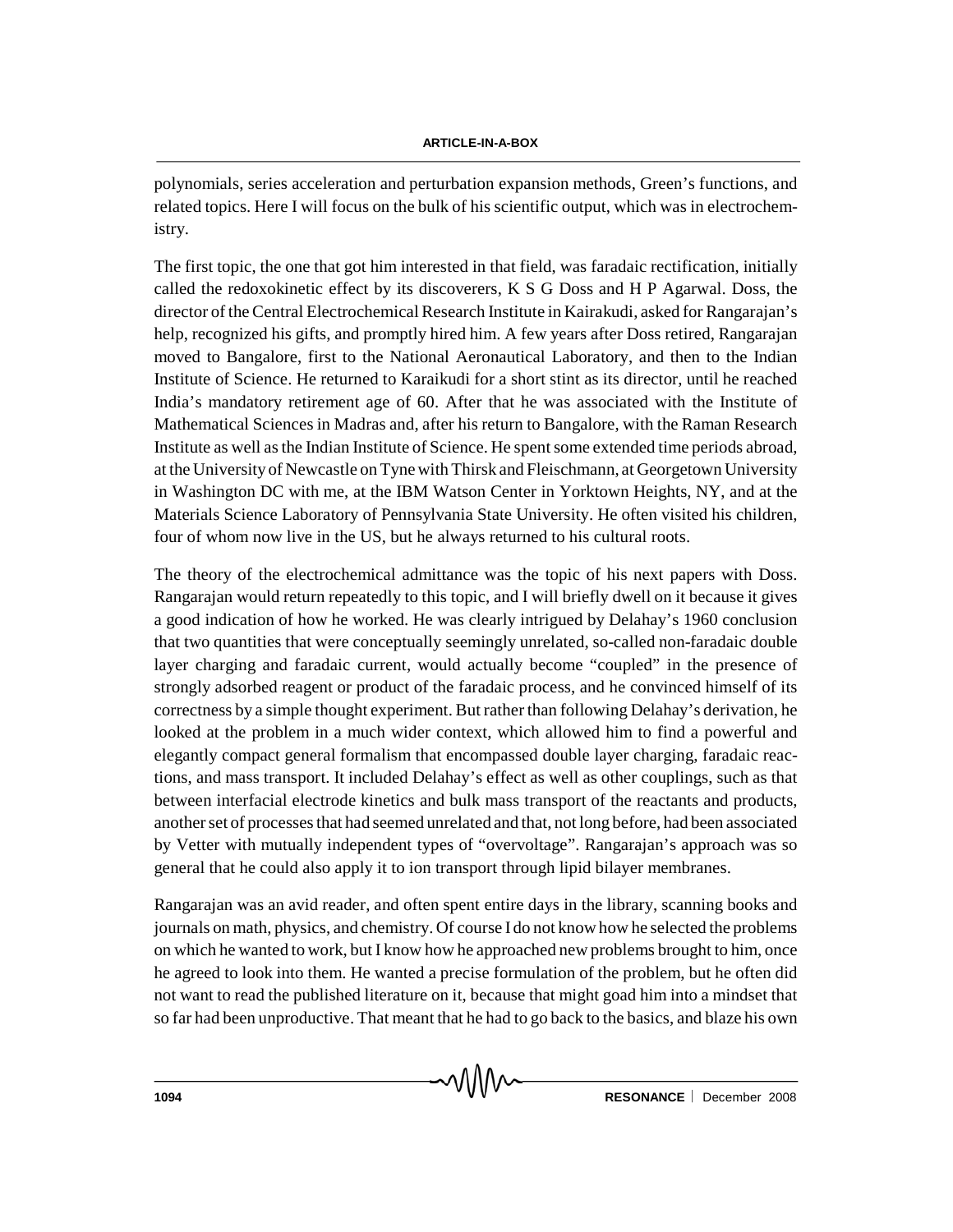polynomials, series acceleration and perturbation expansion methods, Green's functions, and related topics. Here I will focus on the bulk of his scientific output, which was in electrochemistry.

The first topic, the one that got him interested in that field, was faradaic rectification, initially called the redoxokinetic effect by its discoverers, K S G Doss and H P Agarwal. Doss, the director of the Central Electrochemical Research Institute in Kairakudi, asked for Rangarajan's help, recognized his gifts, and promptly hired him. A few years after Doss retired, Rangarajan moved to Bangalore, first to the National Aeronautical Laboratory, and then to the Indian Institute of Science. He returned to Karaikudi for a short stint as its director, until he reached India's mandatory retirement age of 60. After that he was associated with the Institute of Mathematical Sciences in Madras and, after his return to Bangalore, with the Raman Research Institute as well as the Indian Institute of Science. He spent some extended time periods abroad, at the University of Newcastle on Tyne with Thirsk and Fleischmann, at Georgetown University in Washington DC with me, at the IBM Watson Center in Yorktown Heights, NY, and at the Materials Science Laboratory of Pennsylvania State University. He often visited his children, four of whom now live in the US, but he always returned to his cultural roots.

The theory of the electrochemical admittance was the topic of his next papers with Doss. Rangarajan would return repeatedly to this topic, and I will briefly dwell on it because it gives a good indication of how he worked. He was clearly intrigued by Delahay's 1960 conclusion that two quantities that were conceptually seemingly unrelated, so-called non-faradaic double layer charging and faradaic current, would actually become "coupled" in the presence of strongly adsorbed reagent or product of the faradaic process, and he convinced himself of its correctness by a simple thought experiment. But rather than following Delahay's derivation, he looked at the problem in a much wider context, which allowed him to find a powerful and elegantly compact general formalism that encompassed double layer charging, faradaic reactions, and mass transport. It included Delahay's effect as well as other couplings, such as that between interfacial electrode kinetics and bulk mass transport of the reactants and products, another set of processes that had seemed unrelated and that, not long before, had been associated by Vetter with mutually independent types of "overvoltage". Rangarajan's approach was so general that he could also apply it to ion transport through lipid bilayer membranes.

Rangarajan was an avid reader, and often spent entire days in the library, scanning books and journals on math, physics, and chemistry. Of course I do not know how he selected the problems on which he wanted to work, but I know how he approached new problems brought to him, once he agreed to look into them. He wanted a precise formulation of the problem, but he often did not want to read the published literature on it, because that might goad him into a mindset that so far had been unproductive. That meant that he had to go back to the basics, and blaze his own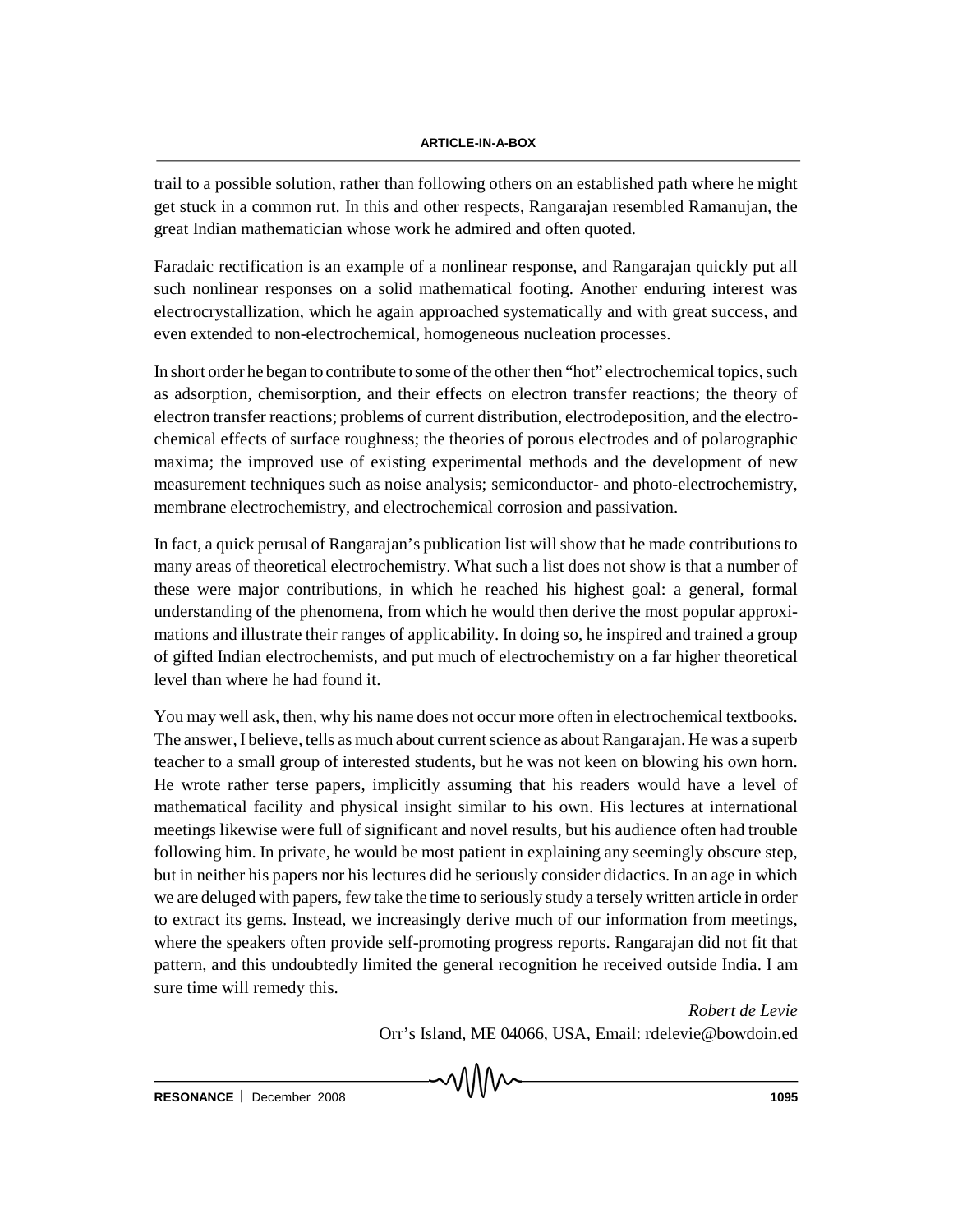trail to a possible solution, rather than following others on an established path where he might get stuck in a common rut. In this and other respects, Rangarajan resembled Ramanujan, the great Indian mathematician whose work he admired and often quoted.

Faradaic rectification is an example of a nonlinear response, and Rangarajan quickly put all such nonlinear responses on a solid mathematical footing. Another enduring interest was electrocrystallization, which he again approached systematically and with great success, and even extended to non-electrochemical, homogeneous nucleation processes.

In short order he began to contribute to some of the other then "hot" electrochemical topics, such as adsorption, chemisorption, and their effects on electron transfer reactions; the theory of electron transfer reactions; problems of current distribution, electrodeposition, and the electrochemical effects of surface roughness; the theories of porous electrodes and of polarographic maxima; the improved use of existing experimental methods and the development of new measurement techniques such as noise analysis; semiconductor- and photo-electrochemistry, membrane electrochemistry, and electrochemical corrosion and passivation.

In fact, a quick perusal of Rangarajan's publication list will show that he made contributions to many areas of theoretical electrochemistry. What such a list does not show is that a number of these were major contributions, in which he reached his highest goal: a general, formal understanding of the phenomena, from which he would then derive the most popular approximations and illustrate their ranges of applicability. In doing so, he inspired and trained a group of gifted Indian electrochemists, and put much of electrochemistry on a far higher theoretical level than where he had found it.

You may well ask, then, why his name does not occur more often in electrochemical textbooks. The answer, I believe, tells as much about current science as about Rangarajan. He was a superb teacher to a small group of interested students, but he was not keen on blowing his own horn. He wrote rather terse papers, implicitly assuming that his readers would have a level of mathematical facility and physical insight similar to his own. His lectures at international meetings likewise were full of significant and novel results, but his audience often had trouble following him. In private, he would be most patient in explaining any seemingly obscure step, but in neither his papers nor his lectures did he seriously consider didactics. In an age in which we are deluged with papers, few take the time to seriously study a tersely written article in order to extract its gems. Instead, we increasingly derive much of our information from meetings, where the speakers often provide self-promoting progress reports. Rangarajan did not fit that pattern, and this undoubtedly limited the general recognition he received outside India. I am sure time will remedy this.

*Robert de Levie*

Orr's Island, ME 04066, USA, Email: rdelevie@bowdoin.ed